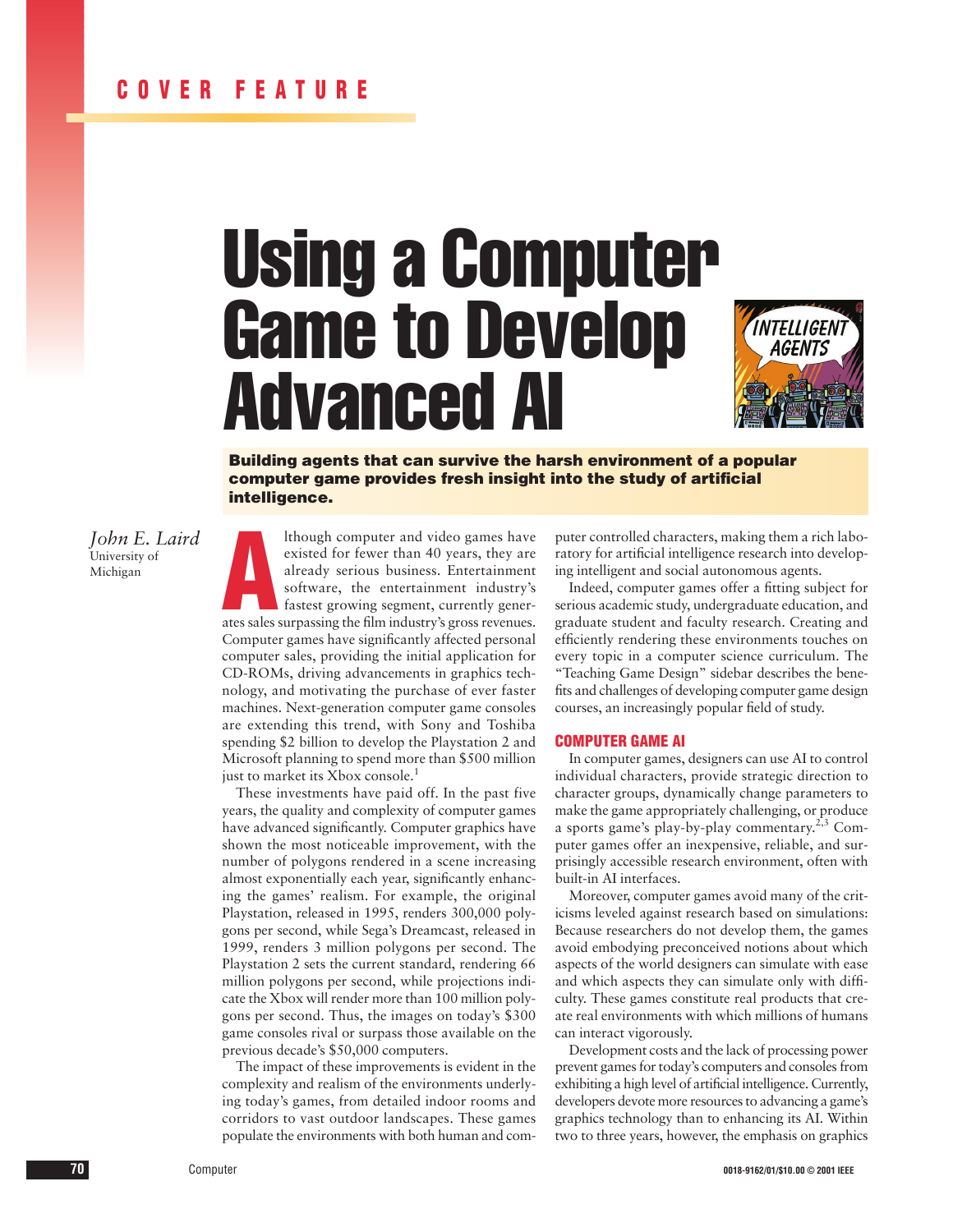COVER FEATURE

# Using a Computer Game to Develop Advanced AI

**Building agents that can survive the harsh environment of a popular computer game provides fresh insight into the study of artificial intelligence.**

*John E. Laird*
University of Michigan

Although computer and video games have existed for fewer than 40 years, they are already serious business. Entertainment software, the entertainment industry's fastest growing segment, currently generates sales surpassing the film industry's gross revenues. Computer games have significantly affected personal computer sales, providing the initial application for CD-ROMs, driving advancements in graphics technology, and motivating the purchase of ever faster machines. Next-generation computer game consoles are extending this trend, with Sony and Toshiba spending $2 billion to develop the Playstation 2 and Microsoft planning to spend more than $500 million just to market its Xbox console.[1]

These investments have paid off. In the past five years, the quality and complexity of computer games have advanced significantly. Computer graphics have shown the most noticeable improvement, with the number of polygons rendered in a scene increasing almost exponentially each year, significantly enhancing the games' realism. For example, the original Playstation, released in 1995, renders 300,000 polygons per second, while Sega's Dreamcast, released in 1999, renders 3 million polygons per second. The Playstation 2 sets the current standard, rendering 66 million polygons per second, while projections indicate the Xbox will render more than 100 million polygons per second. Thus, the images on today's $300 game consoles rival or surpass those available on the previous decade's $50,000 computers.

The impact of these improvements is evident in the complexity and realism of the environments underlying today's games, from detailed indoor rooms and corridors to vast outdoor landscapes. These games populate the environments with both human and computer controlled characters, making them a rich laboratory for artificial intelligence research into developing intelligent and social autonomous agents.

Indeed, computer games offer a fitting subject for serious academic study, undergraduate education, and graduate student and faculty research. Creating and efficiently rendering these environments touches on every topic in a computer science curriculum. The "Teaching Game Design" sidebar describes the benefits and challenges of developing computer game design courses, an increasingly popular field of study.

## COMPUTER GAME AI

In computer games, designers can use AI to control individual characters, provide strategic direction to character groups, dynamically change parameters to make the game appropriately challenging, or produce a sports game's play-by-play commentary.[2,3] Computer games offer an inexpensive, reliable, and surprisingly accessible research environment, often with built-in AI interfaces.

Moreover, computer games avoid many of the criticisms leveled against research based on simulations: Because researchers do not develop them, the games avoid embodying preconceived notions about which aspects of the world designers can simulate with ease and which aspects they can simulate only with difficulty. These games constitute real products that create real environments with which millions of humans can interact vigorously.

Development costs and the lack of processing power prevent games for today's computers and consoles from exhibiting a high level of artificial intelligence. Currently, developers devote more resources to advancing a game's graphics technology than to enhancing its AI. Within two to three years, however, the emphasis on graphics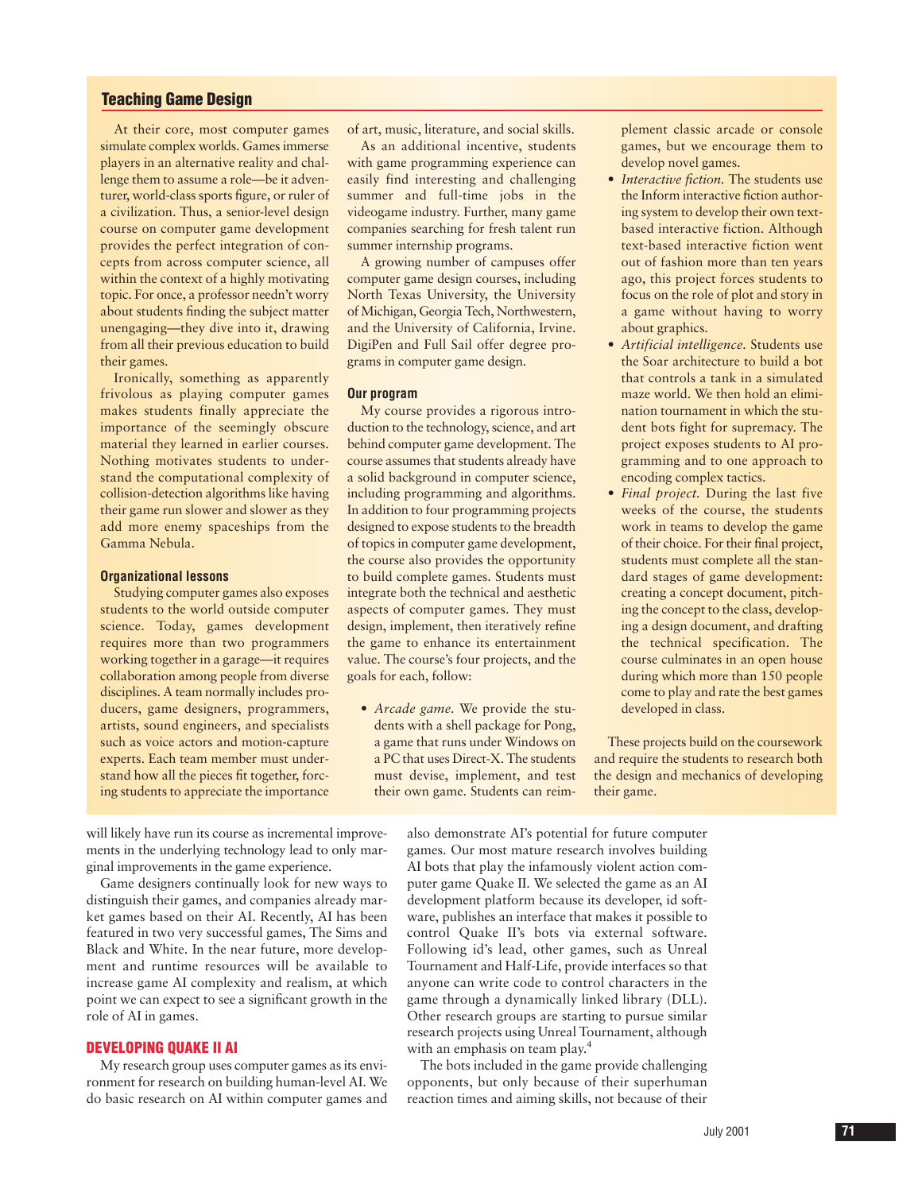## Teaching Game Design

At their core, most computer games simulate complex worlds. Games immerse players in an alternative reality and challenge them to assume a role—be it adventurer, world-class sports figure, or ruler of a civilization. Thus, a senior-level design course on computer game development provides the perfect integration of concepts from across computer science, all within the context of a highly motivating topic. For once, a professor needn't worry about students finding the subject matter unengaging—they dive into it, drawing from all their previous education to build their games.

Ironically, something as apparently frivolous as playing computer games makes students finally appreciate the importance of the seemingly obscure material they learned in earlier courses. Nothing motivates students to understand the computational complexity of collision-detection algorithms like having their game run slower and slower as they add more enemy spaceships from the Gamma Nebula.

### Organizational lessons

Studying computer games also exposes students to the world outside computer science. Today, games development requires more than two programmers working together in a garage—it requires collaboration among people from diverse disciplines. A team normally includes producers, game designers, programmers, artists, sound engineers, and specialists such as voice actors and motion-capture experts. Each team member must understand how all the pieces fit together, forcing students to appreciate the importance of art, music, literature, and social skills.

As an additional incentive, students with game programming experience can easily find interesting and challenging summer and full-time jobs in the videogame industry. Further, many game companies searching for fresh talent run summer internship programs.

A growing number of campuses offer computer game design courses, including North Texas University, the University of Michigan, Georgia Tech, Northwestern, and the University of California, Irvine. DigiPen and Full Sail offer degree programs in computer game design.

### Our program

My course provides a rigorous introduction to the technology, science, and art behind computer game development. The course assumes that students already have a solid background in computer science, including programming and algorithms. In addition to four programming projects designed to expose students to the breadth of topics in computer game development, the course also provides the opportunity to build complete games. Students must integrate both the technical and aesthetic aspects of computer games. They must design, implement, then iteratively refine the game to enhance its entertainment value. The course's four projects, and the goals for each, follow:

- *Arcade game.* We provide the students with a shell package for Pong, a game that runs under Windows on a PC that uses Direct-X. The students must devise, implement, and test their own game. Students can reimplement classic arcade or console games, but we encourage them to develop novel games.
- *Interactive fiction.* The students use the Inform interactive fiction authoring system to develop their own text-based interactive fiction. Although text-based interactive fiction went out of fashion more than ten years ago, this project forces students to focus on the role of plot and story in a game without having to worry about graphics.
- *Artificial intelligence.* Students use the Soar architecture to build a bot that controls a tank in a simulated maze world. We then hold an elimination tournament in which the student bots fight for supremacy. The project exposes students to AI programming and to one approach to encoding complex tactics.
- *Final project.* During the last five weeks of the course, the students work in teams to develop the game of their choice. For their final project, students must complete all the standard stages of game development: creating a concept document, pitching the concept to the class, developing a design document, and drafting the technical specification. The course culminates in an open house during which more than 150 people come to play and rate the best games developed in class.

These projects build on the coursework and require the students to research both the design and mechanics of developing their game.

---

will likely have run its course as incremental improvements in the underlying technology lead to only marginal improvements in the game experience.

Game designers continually look for new ways to distinguish their games, and companies already market games based on their AI. Recently, AI has been featured in two very successful games, The Sims and Black and White. In the near future, more development and runtime resources will be available to increase game AI complexity and realism, at which point we can expect to see a significant growth in the role of AI in games.

## DEVELOPING QUAKE II AI

My research group uses computer games as its environment for research on building human-level AI. We do basic research on AI within computer games and also demonstrate AI's potential for future computer games. Our most mature research involves building AI bots that play the infamously violent action computer game Quake II. We selected the game as an AI development platform because its developer, id software, publishes an interface that makes it possible to control Quake II's bots via external software. Following id's lead, other games, such as Unreal Tournament and Half-Life, provide interfaces so that anyone can write code to control characters in the game through a dynamically linked library (DLL). Other research groups are starting to pursue similar research projects using Unreal Tournament, although with an emphasis on team play.[4]

The bots included in the game provide challenging opponents, but only because of their superhuman reaction times and aiming skills, not because of their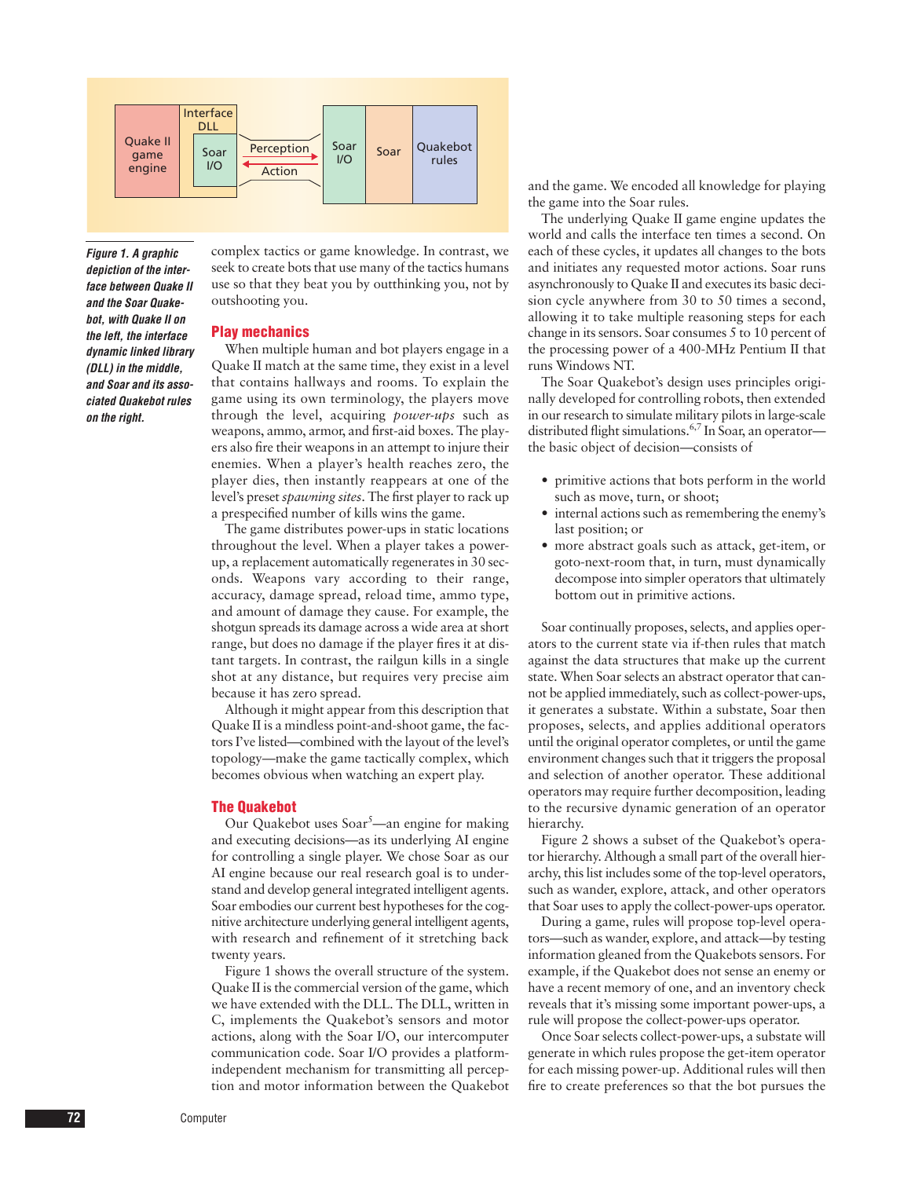Quake II game engine

Interface DLL

Soar I/O

Perception

Action

Soar I/O

Soar

Quakebot rules

*Figure 1. A graphic depiction of the interface between Quake II and the Soar Quakebot, with Quake II on the left, the interface dynamic linked library (DLL) in the middle, and Soar and its associated Quakebot rules on the right.*

complex tactics or game knowledge. In contrast, we seek to create bots that use many of the tactics humans use so that they beat you by outthinking you, not by outshooting you.

## Play mechanics

When multiple human and bot players engage in a Quake II match at the same time, they exist in a level that contains hallways and rooms. To explain the game using its own terminology, the players move through the level, acquiring *power-ups* such as weapons, ammo, armor, and first-aid boxes. The players also fire their weapons in an attempt to injure their enemies. When a player's health reaches zero, the player dies, then instantly reappears at one of the level's preset *spawning sites*. The first player to rack up a prespecified number of kills wins the game.

The game distributes power-ups in static locations throughout the level. When a player takes a power-up, a replacement automatically regenerates in 30 seconds. Weapons vary according to their range, accuracy, damage spread, reload time, ammo type, and amount of damage they cause. For example, the shotgun spreads its damage across a wide area at short range, but does no damage if the player fires it at distant targets. In contrast, the railgun kills in a single shot at any distance, but requires very precise aim because it has zero spread.

Although it might appear from this description that Quake II is a mindless point-and-shoot game, the factors I've listed—combined with the layout of the level's topology—make the game tactically complex, which becomes obvious when watching an expert play.

## The Quakebot

Our Quakebot uses Soar[5]—an engine for making and executing decisions—as its underlying AI engine for controlling a single player. We chose Soar as our AI engine because our real research goal is to understand and develop general integrated intelligent agents. Soar embodies our current best hypotheses for the cognitive architecture underlying general intelligent agents, with research and refinement of it stretching back twenty years.

Figure 1 shows the overall structure of the system. Quake II is the commercial version of the game, which we have extended with the DLL. The DLL, written in C, implements the Quakebot's sensors and motor actions, along with the Soar I/O, our intercomputer communication code. Soar I/O provides a platform-independent mechanism for transmitting all perception and motor information between the Quakebot and the game. We encoded all knowledge for playing the game into the Soar rules.

The underlying Quake II game engine updates the world and calls the interface ten times a second. On each of these cycles, it updates all changes to the bots and initiates any requested motor actions. Soar runs asynchronously to Quake II and executes its basic decision cycle anywhere from 30 to 50 times a second, allowing it to take multiple reasoning steps for each change in its sensors. Soar consumes 5 to 10 percent of the processing power of a 400-MHz Pentium II that runs Windows NT.

The Soar Quakebot's design uses principles originally developed for controlling robots, then extended in our research to simulate military pilots in large-scale distributed flight simulations.[6,7] In Soar, an operator—the basic object of decision—consists of

- primitive actions that bots perform in the world such as move, turn, or shoot;
- internal actions such as remembering the enemy's last position; or
- more abstract goals such as attack, get-item, or goto-next-room that, in turn, must dynamically decompose into simpler operators that ultimately bottom out in primitive actions.

Soar continually proposes, selects, and applies operators to the current state via if-then rules that match against the data structures that make up the current state. When Soar selects an abstract operator that cannot be applied immediately, such as collect-power-ups, it generates a substate. Within a substate, Soar then proposes, selects, and applies additional operators until the original operator completes, or until the game environment changes such that it triggers the proposal and selection of another operator. These additional operators may require further decomposition, leading to the recursive dynamic generation of an operator hierarchy.

Figure 2 shows a subset of the Quakebot's operator hierarchy. Although a small part of the overall hierarchy, this list includes some of the top-level operators, such as wander, explore, attack, and other operators that Soar uses to apply the collect-power-ups operator.

During a game, rules will propose top-level operators—such as wander, explore, and attack—by testing information gleaned from the Quakebots sensors. For example, if the Quakebot does not sense an enemy or have a recent memory of one, and an inventory check reveals that it's missing some important power-ups, a rule will propose the collect-power-ups operator.

Once Soar selects collect-power-ups, a substate will generate in which rules propose the get-item operator for each missing power-up. Additional rules will then fire to create preferences so that the bot pursues the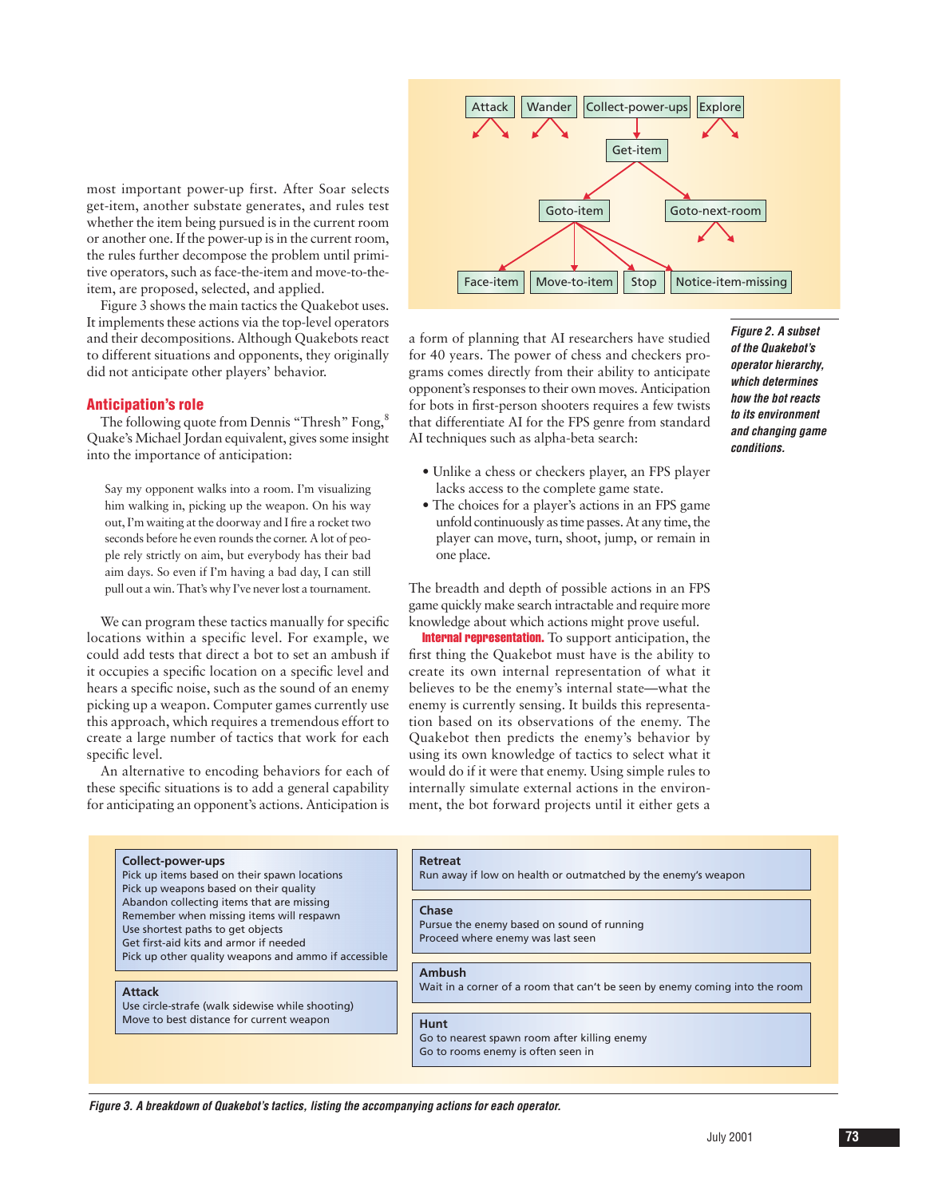most important power-up first. After Soar selects get-item, another substate generates, and rules test whether the item being pursued is in the current room or another one. If the power-up is in the current room, the rules further decompose the problem until primitive operators, such as face-the-item and move-to-the-item, are proposed, selected, and applied.

Figure 3 shows the main tactics the Quakebot uses. It implements these actions via the top-level operators and their decompositions. Although Quakebots react to different situations and opponents, they originally did not anticipate other players' behavior.

## Anticipation's role

The following quote from Dennis "Thresh" Fong,[8] Quake's Michael Jordan equivalent, gives some insight into the importance of anticipation:

> Say my opponent walks into a room. I'm visualizing him walking in, picking up the weapon. On his way out, I'm waiting at the doorway and I fire a rocket two seconds before he even rounds the corner. A lot of people rely strictly on aim, but everybody has their bad aim days. So even if I'm having a bad day, I can still pull out a win. That's why I've never lost a tournament.

We can program these tactics manually for specific locations within a specific level. For example, we could add tests that direct a bot to set an ambush if it occupies a specific location on a specific level and hears a specific noise, such as the sound of an enemy picking up a weapon. Computer games currently use this approach, which requires a tremendous effort to create a large number of tactics that work for each specific level.

An alternative to encoding behaviors for each of these specific situations is to add a general capability for anticipating an opponent's actions. Anticipation is a form of planning that AI researchers have studied for 40 years. The power of chess and checkers programs comes directly from their ability to anticipate opponent's responses to their own moves. Anticipation for bots in first-person shooters requires a few twists that differentiate AI for the FPS genre from standard AI techniques such as alpha-beta search:

- Unlike a chess or checkers player, an FPS player lacks access to the complete game state.
- The choices for a player's actions in an FPS game unfold continuously as time passes. At any time, the player can move, turn, shoot, jump, or remain in one place.

The breadth and depth of possible actions in an FPS game quickly make search intractable and require more knowledge about which actions might prove useful.

**Internal representation.** To support anticipation, the first thing the Quakebot must have is the ability to create its own internal representation of what it believes to be the enemy's internal state—what the enemy is currently sensing. It builds this representation based on its observations of the enemy. The Quakebot then predicts the enemy's behavior by using its own knowledge of tactics to select what it would do if it were that enemy. Using simple rules to internally simulate external actions in the environment, the bot forward projects until it either gets a

Attack
Wander
Collect-power-ups
Explore
Get-item
Goto-item
Goto-next-room
Face-item
Move-to-item
Stop
Notice-item-missing

*Figure 2. A subset of the Quakebot's operator hierarchy, which determines how the bot reacts to its environment and changing game conditions.*

**Collect-power-ups**
Pick up items based on their spawn locations
Pick up weapons based on their quality
Abandon collecting items that are missing
Remember when missing items will respawn
Use shortest paths to get objects
Get first-aid kits and armor if needed
Pick up other quality weapons and ammo if accessible

**Attack**
Use circle-strafe (walk sidewise while shooting)
Move to best distance for current weapon

**Retreat**
Run away if low on health or outmatched by the enemy's weapon

**Chase**
Pursue the enemy based on sound of running
Proceed where enemy was last seen

**Ambush**
Wait in a corner of a room that can't be seen by enemy coming into the room

**Hunt**
Go to nearest spawn room after killing enemy
Go to rooms enemy is often seen in

*Figure 3. A breakdown of Quakebot's tactics, listing the accompanying actions for each operator.*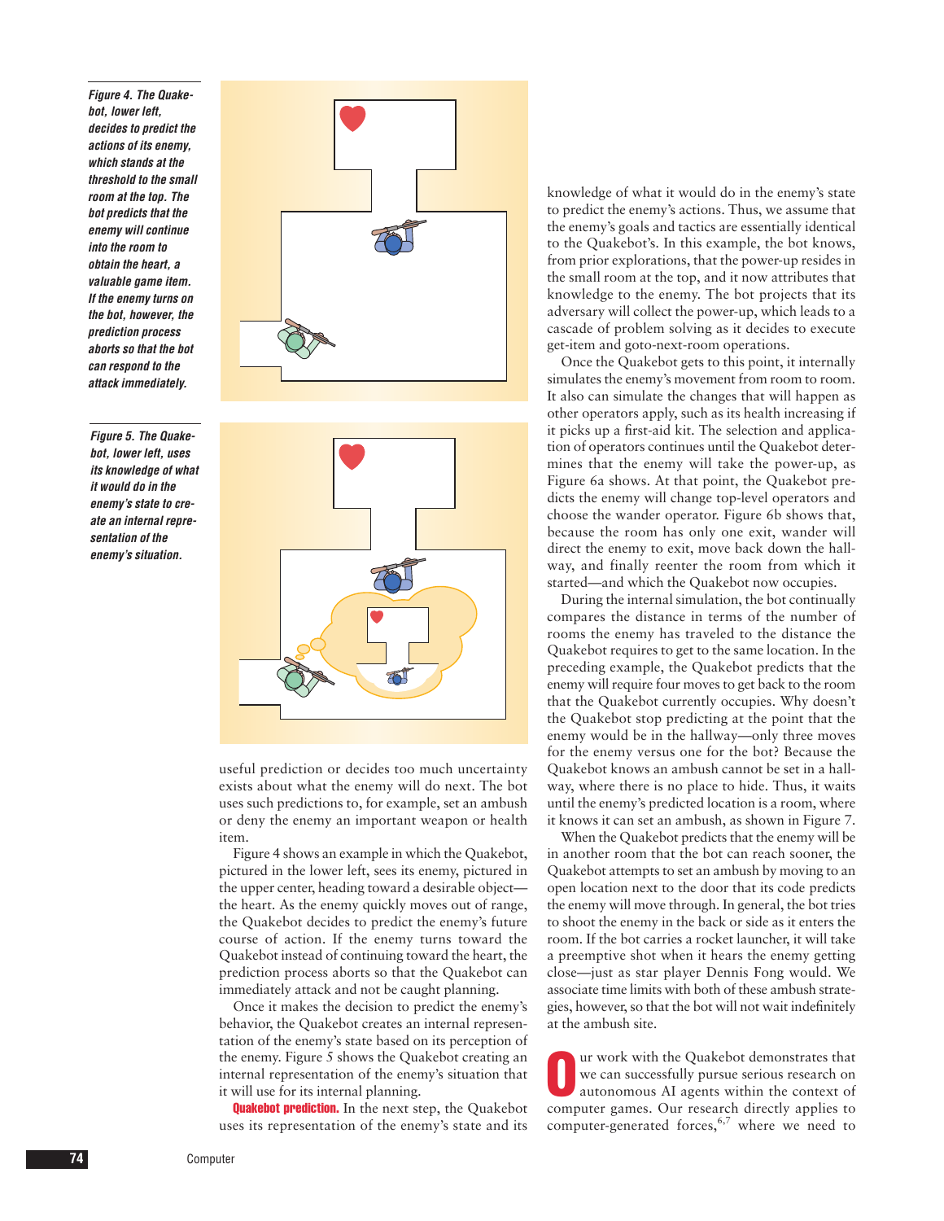*Figure 4. The Quakebot, lower left, decides to predict the actions of its enemy, which stands at the threshold to the small room at the top. The bot predicts that the enemy will continue into the room to obtain the heart, a valuable game item. If the enemy turns on the bot, however, the prediction process aborts so that the bot can respond to the attack immediately.*

*Figure 5. The Quakebot, lower left, uses its knowledge of what it would do in the enemy's state to create an internal representation of the enemy's situation.*

useful prediction or decides too much uncertainty exists about what the enemy will do next. The bot uses such predictions to, for example, set an ambush or deny the enemy an important weapon or health item.

Figure 4 shows an example in which the Quakebot, pictured in the lower left, sees its enemy, pictured in the upper center, heading toward a desirable object—the heart. As the enemy quickly moves out of range, the Quakebot decides to predict the enemy's future course of action. If the enemy turns toward the Quakebot instead of continuing toward the heart, the prediction process aborts so that the Quakebot can immediately attack and not be caught planning.

Once it makes the decision to predict the enemy's behavior, the Quakebot creates an internal representation of the enemy's state based on its perception of the enemy. Figure 5 shows the Quakebot creating an internal representation of the enemy's situation that it will use for its internal planning.

**Quakebot prediction.** In the next step, the Quakebot uses its representation of the enemy's state and its knowledge of what it would do in the enemy's state to predict the enemy's actions. Thus, we assume that the enemy's goals and tactics are essentially identical to the Quakebot's. In this example, the bot knows, from prior explorations, that the power-up resides in the small room at the top, and it now attributes that knowledge to the enemy. The bot projects that its adversary will collect the power-up, which leads to a cascade of problem solving as it decides to execute get-item and goto-next-room operations.

Once the Quakebot gets to this point, it internally simulates the enemy's movement from room to room. It also can simulate the changes that will happen as other operators apply, such as its health increasing if it picks up a first-aid kit. The selection and application of operators continues until the Quakebot determines that the enemy will take the power-up, as Figure 6a shows. At that point, the Quakebot predicts the enemy will change top-level operators and choose the wander operator. Figure 6b shows that, because the room has only one exit, wander will direct the enemy to exit, move back down the hallway, and finally reenter the room from which it started—and which the Quakebot now occupies.

During the internal simulation, the bot continually compares the distance in terms of the number of rooms the enemy has traveled to the distance the Quakebot requires to get to the same location. In the preceding example, the Quakebot predicts that the enemy will require four moves to get back to the room that the Quakebot currently occupies. Why doesn't the Quakebot stop predicting at the point that the enemy would be in the hallway—only three moves for the enemy versus one for the bot? Because the Quakebot knows an ambush cannot be set in a hallway, where there is no place to hide. Thus, it waits until the enemy's predicted location is a room, where it knows it can set an ambush, as shown in Figure 7.

When the Quakebot predicts that the enemy will be in another room that the bot can reach sooner, the Quakebot attempts to set an ambush by moving to an open location next to the door that its code predicts the enemy will move through. In general, the bot tries to shoot the enemy in the back or side as it enters the room. If the bot carries a rocket launcher, it will take a preemptive shot when it hears the enemy getting close—just as star player Dennis Fong would. We associate time limits with both of these ambush strategies, however, so that the bot will not wait indefinitely at the ambush site.

Our work with the Quakebot demonstrates that we can successfully pursue serious research on autonomous AI agents within the context of computer games. Our research directly applies to computer-generated forces,[6,7] where we need to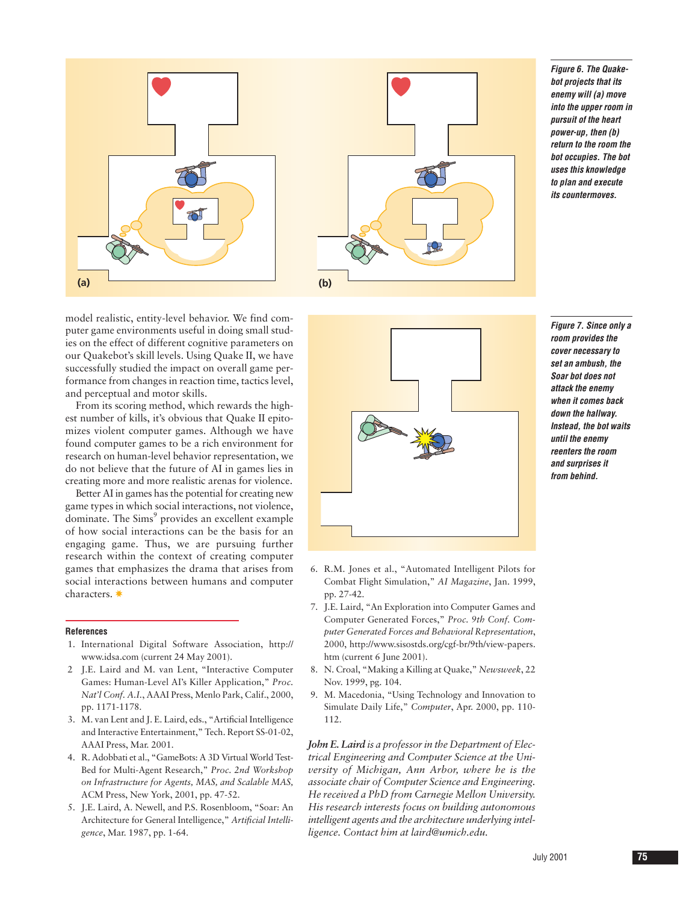(a)

(b)

*Figure 6. The Quakebot projects that its enemy will (a) move into the upper room in pursuit of the heart power-up, then (b) return to the room the bot occupies. The bot uses this knowledge to plan and execute its countermoves.*

*Figure 7. Since only a room provides the cover necessary to set an ambush, the Soar bot does not attack the enemy when it comes back down the hallway. Instead, the bot waits until the enemy reenters the room and surprises it from behind.*

model realistic, entity-level behavior. We find computer game environments useful in doing small studies on the effect of different cognitive parameters on our Quakebot's skill levels. Using Quake II, we have successfully studied the impact on overall game performance from changes in reaction time, tactics level, and perceptual and motor skills.

From its scoring method, which rewards the highest number of kills, it's obvious that Quake II epitomizes violent computer games. Although we have found computer games to be a rich environment for research on human-level behavior representation, we do not believe that the future of AI in games lies in creating more and more realistic arenas for violence.

Better AI in games has the potential for creating new game types in which social interactions, not violence, dominate. The Sims[9] provides an excellent example of how social interactions can be the basis for an engaging game. Thus, we are pursuing further research within the context of creating computer games that emphasizes the drama that arises from social interactions between humans and computer characters. ✷

### References

1. International Digital Software Association, http://www.idsa.com (current 24 May 2001).
2. J.E. Laird and M. van Lent, "Interactive Computer Games: Human-Level AI's Killer Application," *Proc. Nat'l Conf. A.I.*, AAAI Press, Menlo Park, Calif., 2000, pp. 1171-1178.
3. M. van Lent and J. E. Laird, eds., "Artificial Intelligence and Interactive Entertainment," Tech. Report SS-01-02, AAAI Press, Mar. 2001.
4. R. Adobbati et al., "GameBots: A 3D Virtual World Test-Bed for Multi-Agent Research," *Proc. 2nd Workshop on Infrastructure for Agents, MAS, and Scalable MAS*, ACM Press, New York, 2001, pp. 47-52.
5. J.E. Laird, A. Newell, and P.S. Rosenbloom, "Soar: An Architecture for General Intelligence," *Artificial Intelligence*, Mar. 1987, pp. 1-64.
6. R.M. Jones et al., "Automated Intelligent Pilots for Combat Flight Simulation," *AI Magazine*, Jan. 1999, pp. 27-42.
7. J.E. Laird, "An Exploration into Computer Games and Computer Generated Forces," *Proc. 9th Conf. Computer Generated Forces and Behavioral Representation*, 2000, http://www.sisostds.org/cgf-br/9th/view-papers.htm (current 6 June 2001).
8. N. Croal, "Making a Killing at Quake," *Newsweek*, 22 Nov. 1999, pg. 104.
9. M. Macedonia, "Using Technology and Innovation to Simulate Daily Life," *Computer*, Apr. 2000, pp. 110-112.

***John E. Laird** is a professor in the Department of Electrical Engineering and Computer Science at the University of Michigan, Ann Arbor, where he is the associate chair of Computer Science and Engineering. He received a PhD from Carnegie Mellon University. His research interests focus on building autonomous intelligent agents and the architecture underlying intelligence. Contact him at laird@umich.edu.*